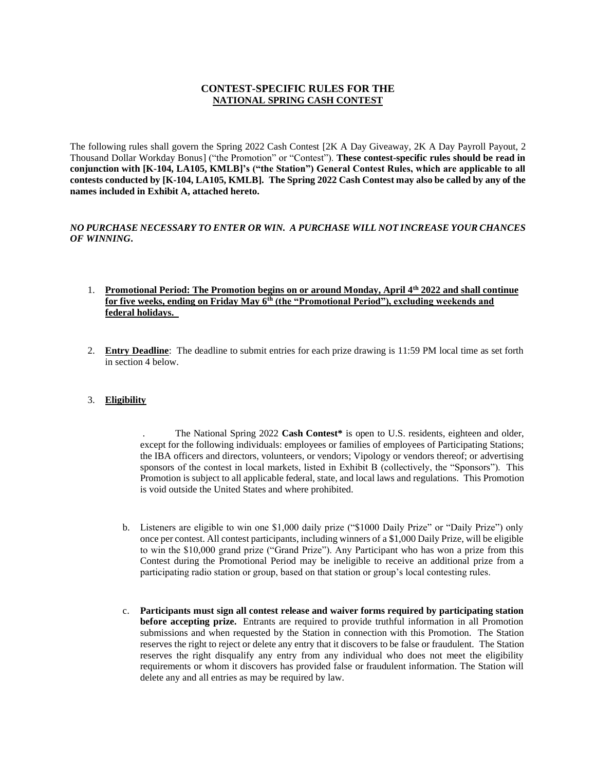# CONTEST-SPECIFIC RULES FOR THE NATIONAL SPRING CASH CONTEST

The following rules shall govern the Spring 2022 Cash Contest [2K A Day Giveaway, 2K A Day Payroll Payout, 2 Thousand Dollar Workday Bonus] ("the Promotion" or "Contest"). **These contest-specific rules should be read in conjunction with [K-104, LA105, KMLB]'s ("the Station") General Contest Rules, which are applicable to all contests conducted by [K-104, LA105, KMLB]. The Spring 2022 Cash Contest may also be called by any of the names included in Exhibit A, attached hereto.**

***NO PURCHASE NECESSARY TO ENTER OR WIN. A PURCHASE WILL NOT INCREASE YOUR CHANCES OF WINNING.***

1. **Promotional Period: The Promotion begins on or around Monday, April 4th 2022 and shall continue for five weeks, ending on Friday May 6th (the "Promotional Period"), excluding weekends and federal holidays.**

2. **Entry Deadline**: The deadline to submit entries for each prize drawing is 11:59 PM local time as set forth in section 4 below.

3. **Eligibility**

   . The National Spring 2022 **Cash Contest*** is open to U.S. residents, eighteen and older, except for the following individuals: employees or families of employees of Participating Stations; the IBA officers and directors, volunteers, or vendors; Vipology or vendors thereof; or advertising sponsors of the contest in local markets, listed in Exhibit B (collectively, the "Sponsors"). This Promotion is subject to all applicable federal, state, and local laws and regulations. This Promotion is void outside the United States and where prohibited.

   b. Listeners are eligible to win one $1,000 daily prize ("$1000 Daily Prize" or "Daily Prize") only once per contest. All contest participants, including winners of a $1,000 Daily Prize, will be eligible to win the $10,000 grand prize ("Grand Prize"). Any Participant who has won a prize from this Contest during the Promotional Period may be ineligible to receive an additional prize from a participating radio station or group, based on that station or group's local contesting rules.

   c. **Participants must sign all contest release and waiver forms required by participating station before accepting prize.** Entrants are required to provide truthful information in all Promotion submissions and when requested by the Station in connection with this Promotion. The Station reserves the right to reject or delete any entry that it discovers to be false or fraudulent. The Station reserves the right disqualify any entry from any individual who does not meet the eligibility requirements or whom it discovers has provided false or fraudulent information. The Station will delete any and all entries as may be required by law.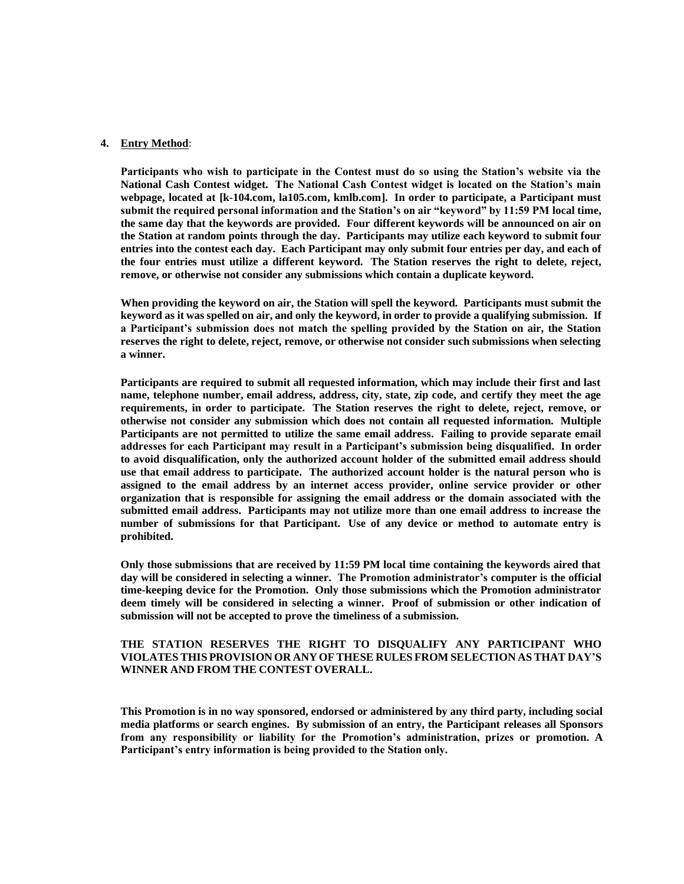**4. Entry Method:**

**Participants who wish to participate in the Contest must do so using the Station's website via the National Cash Contest widget. The National Cash Contest widget is located on the Station's main webpage, located at [k-104.com, la105.com, kmlb.com]. In order to participate, a Participant must submit the required personal information and the Station's on air "keyword" by 11:59 PM local time, the same day that the keywords are provided. Four different keywords will be announced on air on the Station at random points through the day. Participants may utilize each keyword to submit four entries into the contest each day. Each Participant may only submit four entries per day, and each of the four entries must utilize a different keyword. The Station reserves the right to delete, reject, remove, or otherwise not consider any submissions which contain a duplicate keyword.**

**When providing the keyword on air, the Station will spell the keyword. Participants must submit the keyword as it was spelled on air, and only the keyword, in order to provide a qualifying submission. If a Participant's submission does not match the spelling provided by the Station on air, the Station reserves the right to delete, reject, remove, or otherwise not consider such submissions when selecting a winner.**

**Participants are required to submit all requested information, which may include their first and last name, telephone number, email address, address, city, state, zip code, and certify they meet the age requirements, in order to participate. The Station reserves the right to delete, reject, remove, or otherwise not consider any submission which does not contain all requested information. Multiple Participants are not permitted to utilize the same email address. Failing to provide separate email addresses for each Participant may result in a Participant's submission being disqualified. In order to avoid disqualification, only the authorized account holder of the submitted email address should use that email address to participate. The authorized account holder is the natural person who is assigned to the email address by an internet access provider, online service provider or other organization that is responsible for assigning the email address or the domain associated with the submitted email address. Participants may not utilize more than one email address to increase the number of submissions for that Participant. Use of any device or method to automate entry is prohibited.**

**Only those submissions that are received by 11:59 PM local time containing the keywords aired that day will be considered in selecting a winner. The Promotion administrator's computer is the official time-keeping device for the Promotion. Only those submissions which the Promotion administrator deem timely will be considered in selecting a winner. Proof of submission or other indication of submission will not be accepted to prove the timeliness of a submission.**

**THE STATION RESERVES THE RIGHT TO DISQUALIFY ANY PARTICIPANT WHO VIOLATES THIS PROVISION OR ANY OF THESE RULES FROM SELECTION AS THAT DAY'S WINNER AND FROM THE CONTEST OVERALL.**

**This Promotion is in no way sponsored, endorsed or administered by any third party, including social media platforms or search engines. By submission of an entry, the Participant releases all Sponsors from any responsibility or liability for the Promotion's administration, prizes or promotion. A Participant's entry information is being provided to the Station only.**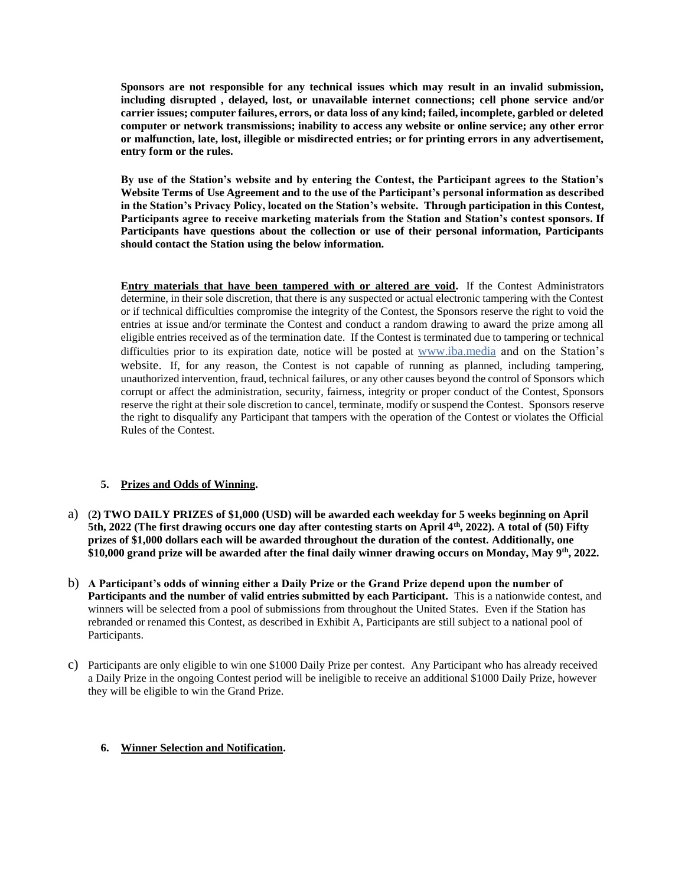**Sponsors are not responsible for any technical issues which may result in an invalid submission, including disrupted , delayed, lost, or unavailable internet connections; cell phone service and/or carrier issues; computer failures, errors, or data loss of any kind; failed, incomplete, garbled or deleted computer or network transmissions; inability to access any website or online service; any other error or malfunction, late, lost, illegible or misdirected entries; or for printing errors in any advertisement, entry form or the rules.**

**By use of the Station's website and by entering the Contest, the Participant agrees to the Station's Website Terms of Use Agreement and to the use of the Participant's personal information as described in the Station's Privacy Policy, located on the Station's website. Through participation in this Contest, Participants agree to receive marketing materials from the Station and Station's contest sponsors. If Participants have questions about the collection or use of their personal information, Participants should contact the Station using the below information.**

**Entry materials that have been tampered with or altered are void.** If the Contest Administrators determine, in their sole discretion, that there is any suspected or actual electronic tampering with the Contest or if technical difficulties compromise the integrity of the Contest, the Sponsors reserve the right to void the entries at issue and/or terminate the Contest and conduct a random drawing to award the prize among all eligible entries received as of the termination date. If the Contest is terminated due to tampering or technical difficulties prior to its expiration date, notice will be posted at www.iba.media and on the Station's website. If, for any reason, the Contest is not capable of running as planned, including tampering, unauthorized intervention, fraud, technical failures, or any other causes beyond the control of Sponsors which corrupt or affect the administration, security, fairness, integrity or proper conduct of the Contest, Sponsors reserve the right at their sole discretion to cancel, terminate, modify or suspend the Contest. Sponsors reserve the right to disqualify any Participant that tampers with the operation of the Contest or violates the Official Rules of the Contest.

**5. Prizes and Odds of Winning.**

a) (**2) TWO DAILY PRIZES of $1,000 (USD) will be awarded each weekday for 5 weeks beginning on April 5th, 2022 (The first drawing occurs one day after contesting starts on April 4th, 2022). A total of (50) Fifty prizes of $1,000 dollars each will be awarded throughout the duration of the contest. Additionally, one $10,000 grand prize will be awarded after the final daily winner drawing occurs on Monday, May 9th, 2022.**

b) **A Participant's odds of winning either a Daily Prize or the Grand Prize depend upon the number of Participants and the number of valid entries submitted by each Participant.** This is a nationwide contest, and winners will be selected from a pool of submissions from throughout the United States. Even if the Station has rebranded or renamed this Contest, as described in Exhibit A, Participants are still subject to a national pool of Participants.

c) Participants are only eligible to win one $1000 Daily Prize per contest. Any Participant who has already received a Daily Prize in the ongoing Contest period will be ineligible to receive an additional $1000 Daily Prize, however they will be eligible to win the Grand Prize.

**6. Winner Selection and Notification.**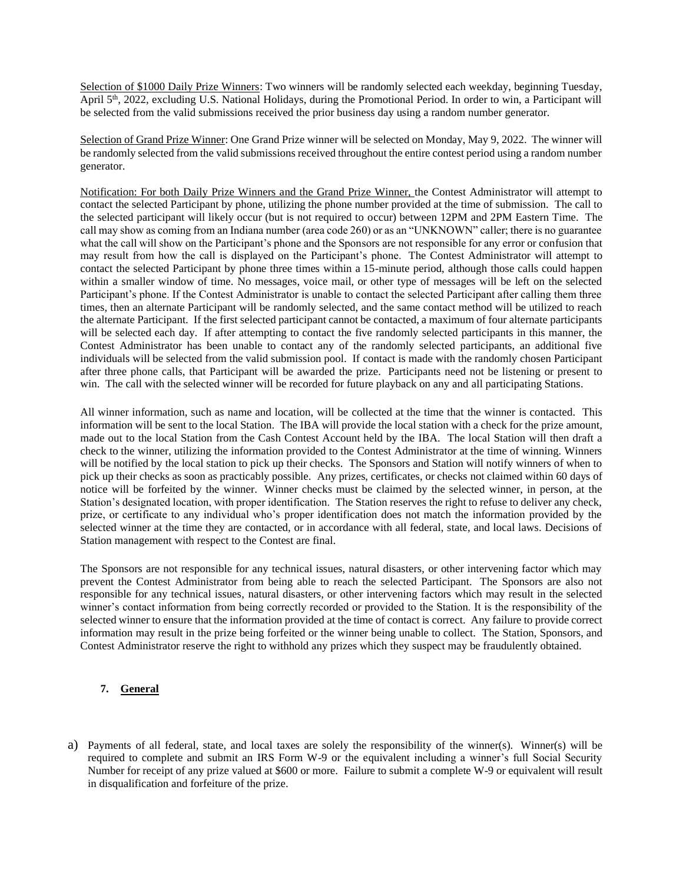Selection of $1000 Daily Prize Winners: Two winners will be randomly selected each weekday, beginning Tuesday, April 5th, 2022, excluding U.S. National Holidays, during the Promotional Period. In order to win, a Participant will be selected from the valid submissions received the prior business day using a random number generator.

Selection of Grand Prize Winner: One Grand Prize winner will be selected on Monday, May 9, 2022. The winner will be randomly selected from the valid submissions received throughout the entire contest period using a random number generator.

Notification: For both Daily Prize Winners and the Grand Prize Winner, the Contest Administrator will attempt to contact the selected Participant by phone, utilizing the phone number provided at the time of submission. The call to the selected participant will likely occur (but is not required to occur) between 12PM and 2PM Eastern Time. The call may show as coming from an Indiana number (area code 260) or as an "UNKNOWN" caller; there is no guarantee what the call will show on the Participant's phone and the Sponsors are not responsible for any error or confusion that may result from how the call is displayed on the Participant's phone. The Contest Administrator will attempt to contact the selected Participant by phone three times within a 15-minute period, although those calls could happen within a smaller window of time. No messages, voice mail, or other type of messages will be left on the selected Participant's phone. If the Contest Administrator is unable to contact the selected Participant after calling them three times, then an alternate Participant will be randomly selected, and the same contact method will be utilized to reach the alternate Participant. If the first selected participant cannot be contacted, a maximum of four alternate participants will be selected each day. If after attempting to contact the five randomly selected participants in this manner, the Contest Administrator has been unable to contact any of the randomly selected participants, an additional five individuals will be selected from the valid submission pool. If contact is made with the randomly chosen Participant after three phone calls, that Participant will be awarded the prize. Participants need not be listening or present to win. The call with the selected winner will be recorded for future playback on any and all participating Stations.

All winner information, such as name and location, will be collected at the time that the winner is contacted. This information will be sent to the local Station. The IBA will provide the local station with a check for the prize amount, made out to the local Station from the Cash Contest Account held by the IBA. The local Station will then draft a check to the winner, utilizing the information provided to the Contest Administrator at the time of winning. Winners will be notified by the local station to pick up their checks. The Sponsors and Station will notify winners of when to pick up their checks as soon as practicably possible. Any prizes, certificates, or checks not claimed within 60 days of notice will be forfeited by the winner. Winner checks must be claimed by the selected winner, in person, at the Station's designated location, with proper identification. The Station reserves the right to refuse to deliver any check, prize, or certificate to any individual who's proper identification does not match the information provided by the selected winner at the time they are contacted, or in accordance with all federal, state, and local laws. Decisions of Station management with respect to the Contest are final.

The Sponsors are not responsible for any technical issues, natural disasters, or other intervening factor which may prevent the Contest Administrator from being able to reach the selected Participant. The Sponsors are also not responsible for any technical issues, natural disasters, or other intervening factors which may result in the selected winner's contact information from being correctly recorded or provided to the Station. It is the responsibility of the selected winner to ensure that the information provided at the time of contact is correct. Any failure to provide correct information may result in the prize being forfeited or the winner being unable to collect. The Station, Sponsors, and Contest Administrator reserve the right to withhold any prizes which they suspect may be fraudulently obtained.

## 7. General

a) Payments of all federal, state, and local taxes are solely the responsibility of the winner(s). Winner(s) will be required to complete and submit an IRS Form W-9 or the equivalent including a winner's full Social Security Number for receipt of any prize valued at $600 or more. Failure to submit a complete W-9 or equivalent will result in disqualification and forfeiture of the prize.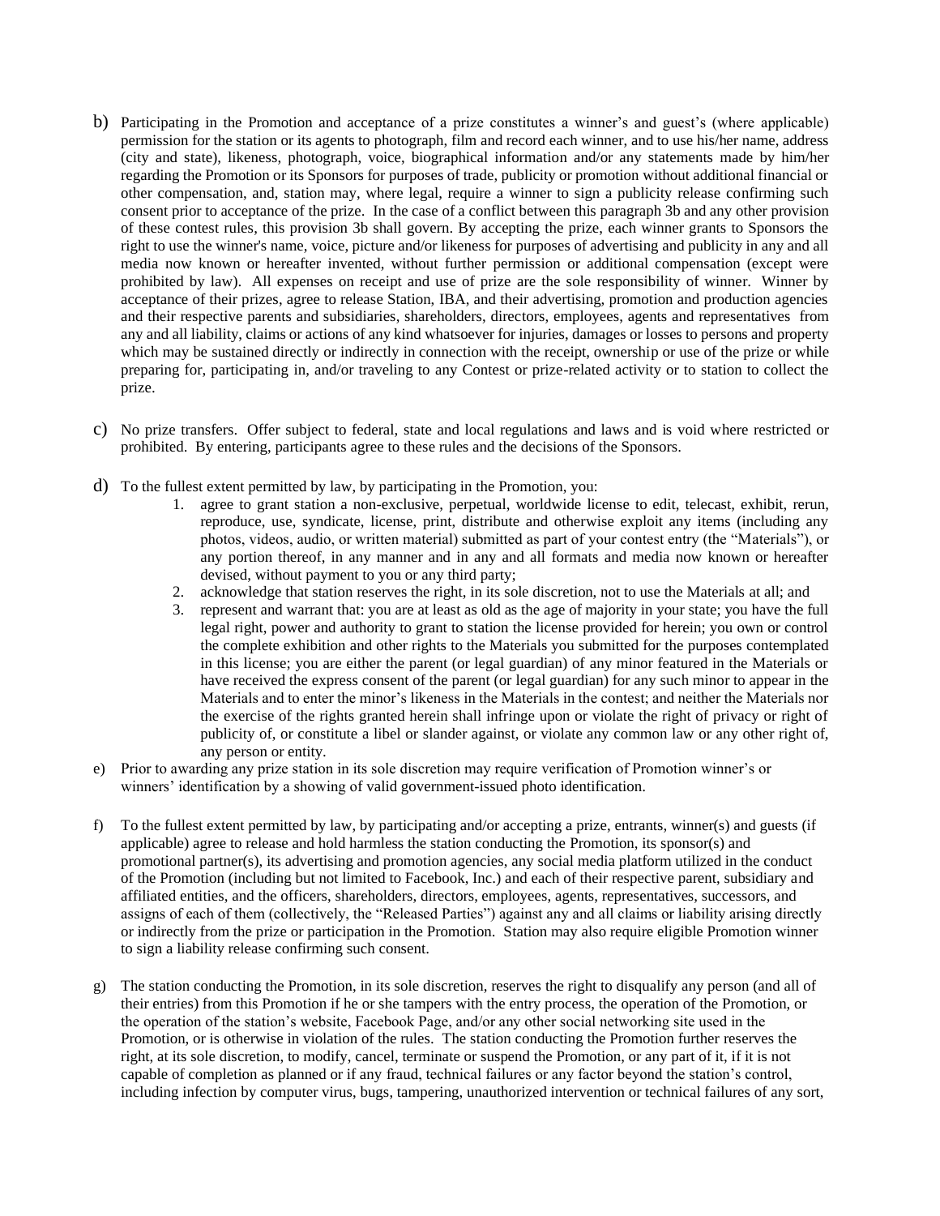b) Participating in the Promotion and acceptance of a prize constitutes a winner's and guest's (where applicable) permission for the station or its agents to photograph, film and record each winner, and to use his/her name, address (city and state), likeness, photograph, voice, biographical information and/or any statements made by him/her regarding the Promotion or its Sponsors for purposes of trade, publicity or promotion without additional financial or other compensation, and, station may, where legal, require a winner to sign a publicity release confirming such consent prior to acceptance of the prize. In the case of a conflict between this paragraph 3b and any other provision of these contest rules, this provision 3b shall govern. By accepting the prize, each winner grants to Sponsors the right to use the winner's name, voice, picture and/or likeness for purposes of advertising and publicity in any and all media now known or hereafter invented, without further permission or additional compensation (except were prohibited by law). All expenses on receipt and use of prize are the sole responsibility of winner. Winner by acceptance of their prizes, agree to release Station, IBA, and their advertising, promotion and production agencies and their respective parents and subsidiaries, shareholders, directors, employees, agents and representatives from any and all liability, claims or actions of any kind whatsoever for injuries, damages or losses to persons and property which may be sustained directly or indirectly in connection with the receipt, ownership or use of the prize or while preparing for, participating in, and/or traveling to any Contest or prize-related activity or to station to collect the prize.

c) No prize transfers. Offer subject to federal, state and local regulations and laws and is void where restricted or prohibited. By entering, participants agree to these rules and the decisions of the Sponsors.

d) To the fullest extent permitted by law, by participating in the Promotion, you:
   1. agree to grant station a non-exclusive, perpetual, worldwide license to edit, telecast, exhibit, rerun, reproduce, use, syndicate, license, print, distribute and otherwise exploit any items (including any photos, videos, audio, or written material) submitted as part of your contest entry (the "Materials"), or any portion thereof, in any manner and in any and all formats and media now known or hereafter devised, without payment to you or any third party;
   2. acknowledge that station reserves the right, in its sole discretion, not to use the Materials at all; and
   3. represent and warrant that: you are at least as old as the age of majority in your state; you have the full legal right, power and authority to grant to station the license provided for herein; you own or control the complete exhibition and other rights to the Materials you submitted for the purposes contemplated in this license; you are either the parent (or legal guardian) of any minor featured in the Materials or have received the express consent of the parent (or legal guardian) for any such minor to appear in the Materials and to enter the minor's likeness in the Materials in the contest; and neither the Materials nor the exercise of the rights granted herein shall infringe upon or violate the right of privacy or right of publicity of, or constitute a libel or slander against, or violate any common law or any other right of, any person or entity.

e) Prior to awarding any prize station in its sole discretion may require verification of Promotion winner's or winners' identification by a showing of valid government-issued photo identification.

f) To the fullest extent permitted by law, by participating and/or accepting a prize, entrants, winner(s) and guests (if applicable) agree to release and hold harmless the station conducting the Promotion, its sponsor(s) and promotional partner(s), its advertising and promotion agencies, any social media platform utilized in the conduct of the Promotion (including but not limited to Facebook, Inc.) and each of their respective parent, subsidiary and affiliated entities, and the officers, shareholders, directors, employees, agents, representatives, successors, and assigns of each of them (collectively, the "Released Parties") against any and all claims or liability arising directly or indirectly from the prize or participation in the Promotion. Station may also require eligible Promotion winner to sign a liability release confirming such consent.

g) The station conducting the Promotion, in its sole discretion, reserves the right to disqualify any person (and all of their entries) from this Promotion if he or she tampers with the entry process, the operation of the Promotion, or the operation of the station's website, Facebook Page, and/or any other social networking site used in the Promotion, or is otherwise in violation of the rules. The station conducting the Promotion further reserves the right, at its sole discretion, to modify, cancel, terminate or suspend the Promotion, or any part of it, if it is not capable of completion as planned or if any fraud, technical failures or any factor beyond the station's control, including infection by computer virus, bugs, tampering, unauthorized intervention or technical failures of any sort,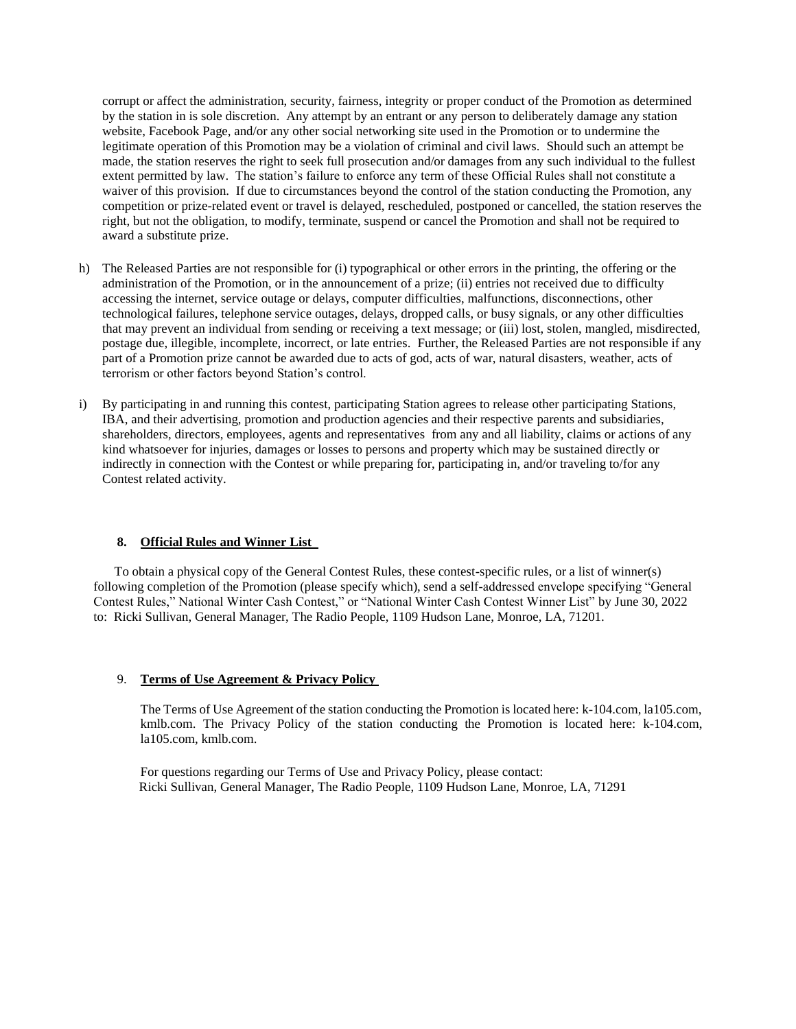corrupt or affect the administration, security, fairness, integrity or proper conduct of the Promotion as determined by the station in is sole discretion. Any attempt by an entrant or any person to deliberately damage any station website, Facebook Page, and/or any other social networking site used in the Promotion or to undermine the legitimate operation of this Promotion may be a violation of criminal and civil laws. Should such an attempt be made, the station reserves the right to seek full prosecution and/or damages from any such individual to the fullest extent permitted by law. The station's failure to enforce any term of these Official Rules shall not constitute a waiver of this provision. If due to circumstances beyond the control of the station conducting the Promotion, any competition or prize-related event or travel is delayed, rescheduled, postponed or cancelled, the station reserves the right, but not the obligation, to modify, terminate, suspend or cancel the Promotion and shall not be required to award a substitute prize.

h) The Released Parties are not responsible for (i) typographical or other errors in the printing, the offering or the administration of the Promotion, or in the announcement of a prize; (ii) entries not received due to difficulty accessing the internet, service outage or delays, computer difficulties, malfunctions, disconnections, other technological failures, telephone service outages, delays, dropped calls, or busy signals, or any other difficulties that may prevent an individual from sending or receiving a text message; or (iii) lost, stolen, mangled, misdirected, postage due, illegible, incomplete, incorrect, or late entries. Further, the Released Parties are not responsible if any part of a Promotion prize cannot be awarded due to acts of god, acts of war, natural disasters, weather, acts of terrorism or other factors beyond Station's control.

i) By participating in and running this contest, participating Station agrees to release other participating Stations, IBA, and their advertising, promotion and production agencies and their respective parents and subsidiaries, shareholders, directors, employees, agents and representatives from any and all liability, claims or actions of any kind whatsoever for injuries, damages or losses to persons and property which may be sustained directly or indirectly in connection with the Contest or while preparing for, participating in, and/or traveling to/for any Contest related activity.

**8. Official Rules and Winner List**

To obtain a physical copy of the General Contest Rules, these contest-specific rules, or a list of winner(s) following completion of the Promotion (please specify which), send a self-addressed envelope specifying "General Contest Rules," National Winter Cash Contest," or "National Winter Cash Contest Winner List" by June 30, 2022 to: Ricki Sullivan, General Manager, The Radio People, 1109 Hudson Lane, Monroe, LA, 71201.

9. **Terms of Use Agreement & Privacy Policy**

The Terms of Use Agreement of the station conducting the Promotion is located here: k-104.com, la105.com, kmlb.com. The Privacy Policy of the station conducting the Promotion is located here: k-104.com, la105.com, kmlb.com.

For questions regarding our Terms of Use and Privacy Policy, please contact:
Ricki Sullivan, General Manager, The Radio People, 1109 Hudson Lane, Monroe, LA, 71291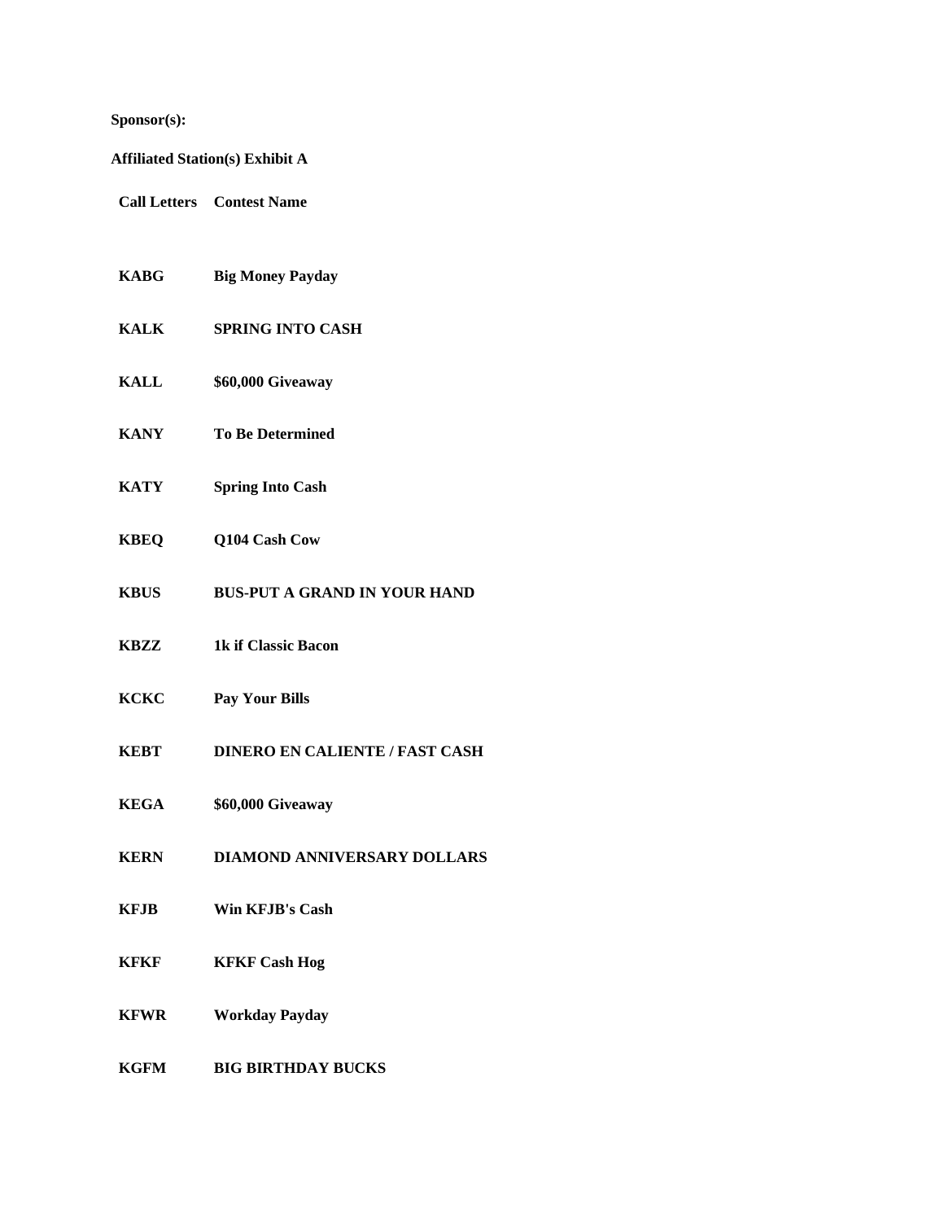**Sponsor(s):**

**Affiliated Station(s) Exhibit A**

| Call Letters | Contest Name |
|---|---|
| KABG | Big Money Payday |
| KALK | SPRING INTO CASH |
| KALL | $60,000 Giveaway |
| KANY | To Be Determined |
| KATY | Spring Into Cash |
| KBEQ | Q104 Cash Cow |
| KBUS | BUS-PUT A GRAND IN YOUR HAND |
| KBZZ | 1k if Classic Bacon |
| KCKC | Pay Your Bills |
| KEBT | DINERO EN CALIENTE / FAST CASH |
| KEGA | $60,000 Giveaway |
| KERN | DIAMOND ANNIVERSARY DOLLARS |
| KFJB | Win KFJB's Cash |
| KFKF | KFKF Cash Hog |
| KFWR | Workday Payday |
| KGFM | BIG BIRTHDAY BUCKS |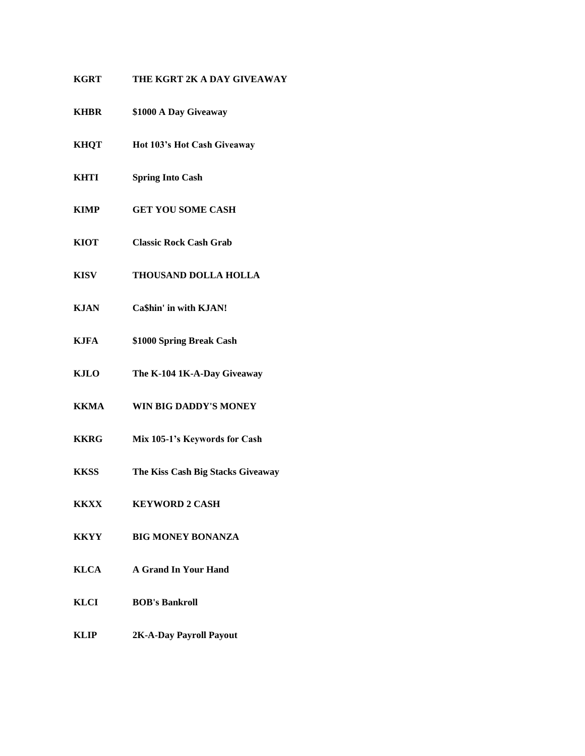**KGRT** **THE KGRT 2K A DAY GIVEAWAY**

**KHBR** **$1000 A Day Giveaway**

**KHQT** **Hot 103's Hot Cash Giveaway**

**KHTI** **Spring Into Cash**

**KIMP** **GET YOU SOME CASH**

**KIOT** **Classic Rock Cash Grab**

**KISV** **THOUSAND DOLLA HOLLA**

**KJAN** **Ca$hin' in with KJAN!**

**KJFA** **$1000 Spring Break Cash**

**KJLO** **The K-104 1K-A-Day Giveaway**

**KKMA** **WIN BIG DADDY'S MONEY**

**KKRG** **Mix 105-1's Keywords for Cash**

**KKSS** **The Kiss Cash Big Stacks Giveaway**

**KKXX** **KEYWORD 2 CASH**

**KKYY** **BIG MONEY BONANZA**

**KLCA** **A Grand In Your Hand**

**KLCI** **BOB's Bankroll**

**KLIP** **2K-A-Day Payroll Payout**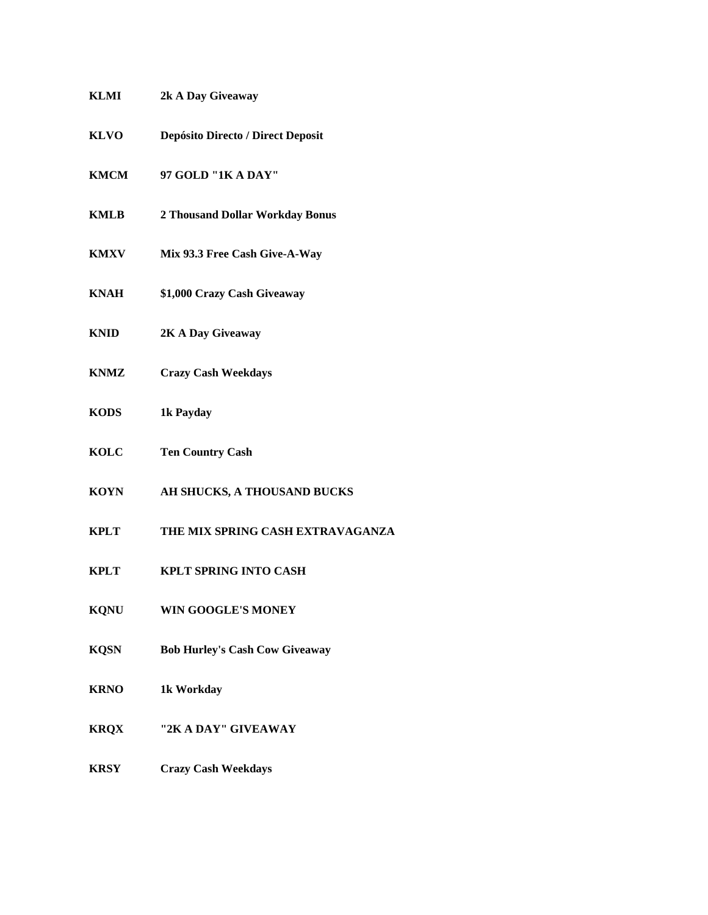| | |
|---|---|
| **KLMI** | **2k A Day Giveaway** |
| **KLVO** | **Depósito Directo / Direct Deposit** |
| **KMCM** | **97 GOLD "1K A DAY"** |
| **KMLB** | **2 Thousand Dollar Workday Bonus** |
| **KMXV** | **Mix 93.3 Free Cash Give-A-Way** |
| **KNAH** | **$1,000 Crazy Cash Giveaway** |
| **KNID** | **2K A Day Giveaway** |
| **KNMZ** | **Crazy Cash Weekdays** |
| **KODS** | **1k Payday** |
| **KOLC** | **Ten Country Cash** |
| **KOYN** | **AH SHUCKS, A THOUSAND BUCKS** |
| **KPLT** | **THE MIX SPRING CASH EXTRAVAGANZA** |
| **KPLT** | **KPLT SPRING INTO CASH** |
| **KQNU** | **WIN GOOGLE'S MONEY** |
| **KQSN** | **Bob Hurley's Cash Cow Giveaway** |
| **KRNO** | **1k Workday** |
| **KRQX** | **"2K A DAY" GIVEAWAY** |
| **KRSY** | **Crazy Cash Weekdays** |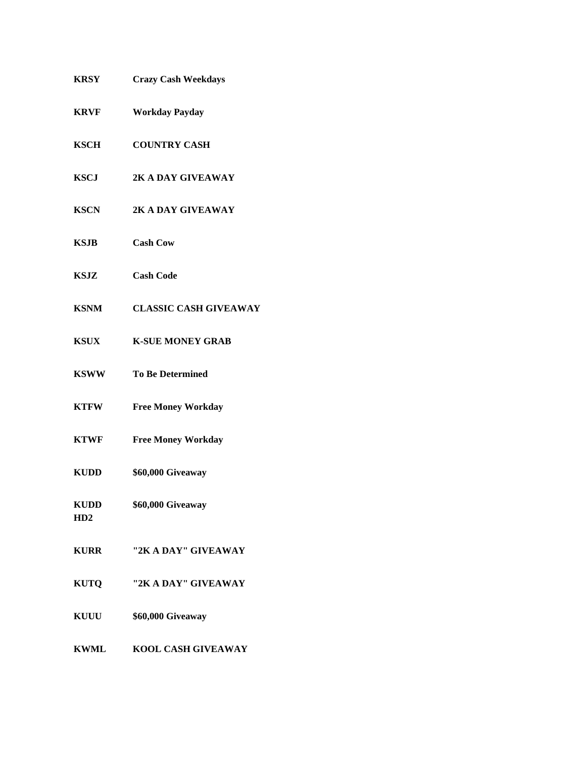| | |
|---|---|
| **KRSY** | **Crazy Cash Weekdays** |
| **KRVF** | **Workday Payday** |
| **KSCH** | **COUNTRY CASH** |
| **KSCJ** | **2K A DAY GIVEAWAY** |
| **KSCN** | **2K A DAY GIVEAWAY** |
| **KSJB** | **Cash Cow** |
| **KSJZ** | **Cash Code** |
| **KSNM** | **CLASSIC CASH GIVEAWAY** |
| **KSUX** | **K-SUE MONEY GRAB** |
| **KSWW** | **To Be Determined** |
| **KTFW** | **Free Money Workday** |
| **KTWF** | **Free Money Workday** |
| **KUDD** | **$60,000 Giveaway** |
| **KUDD HD2** | **$60,000 Giveaway** |
| **KURR** | **"2K A DAY" GIVEAWAY** |
| **KUTQ** | **"2K A DAY" GIVEAWAY** |
| **KUUU** | **$60,000 Giveaway** |
| **KWML** | **KOOL CASH GIVEAWAY** |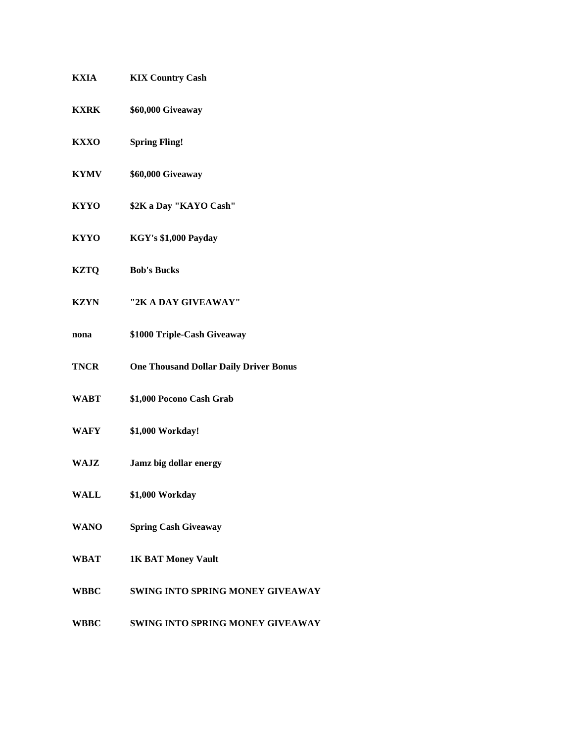| | |
|---|---|
| **KXIA** | **KIX Country Cash** |
| **KXRK** | **$60,000 Giveaway** |
| **KXXO** | **Spring Fling!** |
| **KYMV** | **$60,000 Giveaway** |
| **KYYO** | **$2K a Day "KAYO Cash"** |
| **KYYO** | **KGY's $1,000 Payday** |
| **KZTQ** | **Bob's Bucks** |
| **KZYN** | **"2K A DAY GIVEAWAY"** |
| **nona** | **$1000 Triple-Cash Giveaway** |
| **TNCR** | **One Thousand Dollar Daily Driver Bonus** |
| **WABT** | **$1,000 Pocono Cash Grab** |
| **WAFY** | **$1,000 Workday!** |
| **WAJZ** | **Jamz big dollar energy** |
| **WALL** | **$1,000 Workday** |
| **WANO** | **Spring Cash Giveaway** |
| **WBAT** | **1K BAT Money Vault** |
| **WBBC** | **SWING INTO SPRING MONEY GIVEAWAY** |
| **WBBC** | **SWING INTO SPRING MONEY GIVEAWAY** |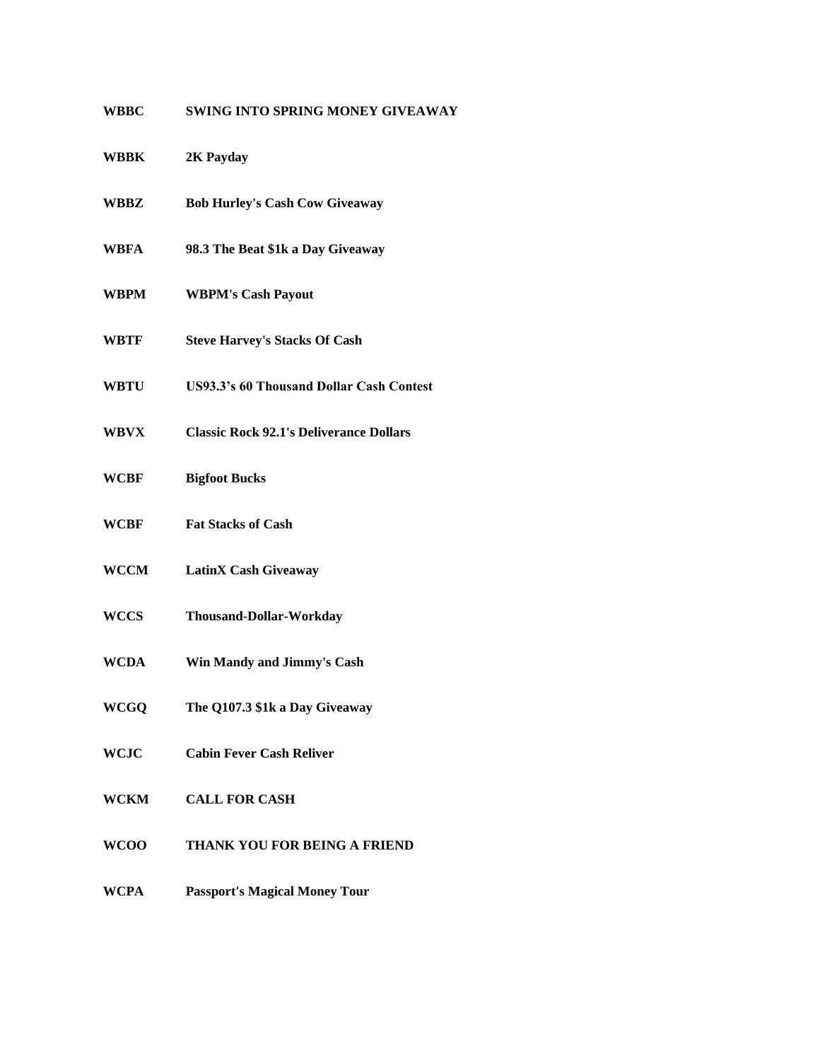**WBBC** **SWING INTO SPRING MONEY GIVEAWAY**

**WBBK** **2K Payday**

**WBBZ** **Bob Hurley's Cash Cow Giveaway**

**WBFA** **98.3 The Beat $1k a Day Giveaway**

**WBPM** **WBPM's Cash Payout**

**WBTF** **Steve Harvey's Stacks Of Cash**

**WBTU** **US93.3's 60 Thousand Dollar Cash Contest**

**WBVX** **Classic Rock 92.1's Deliverance Dollars**

**WCBF** **Bigfoot Bucks**

**WCBF** **Fat Stacks of Cash**

**WCCM** **LatinX Cash Giveaway**

**WCCS** **Thousand-Dollar-Workday**

**WCDA** **Win Mandy and Jimmy's Cash**

**WCGQ** **The Q107.3 $1k a Day Giveaway**

**WCJC** **Cabin Fever Cash Reliver**

**WCKM** **CALL FOR CASH**

**WCOO** **THANK YOU FOR BEING A FRIEND**

**WCPA** **Passport's Magical Money Tour**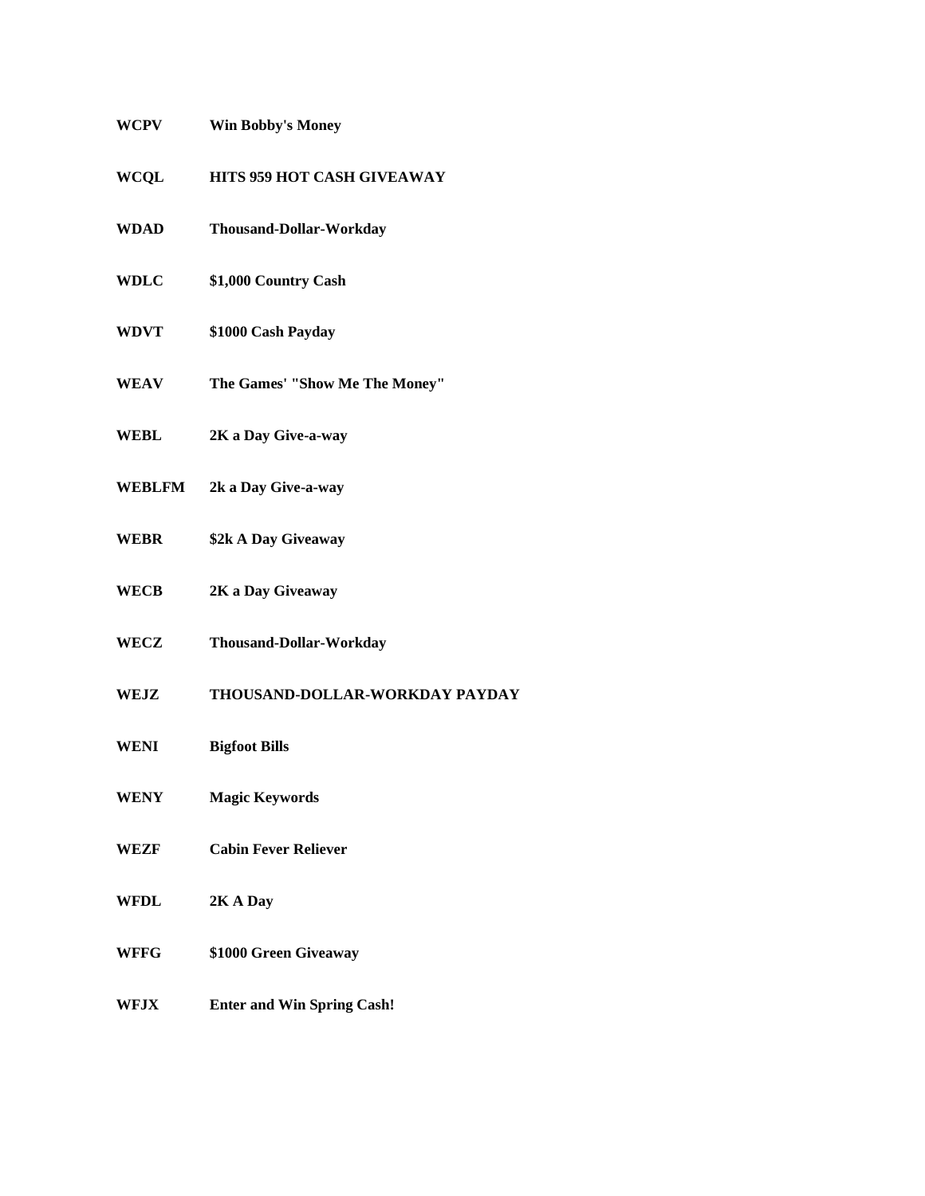| | |
|---|---|
| **WCPV** | **Win Bobby's Money** |
| **WCQL** | **HITS 959 HOT CASH GIVEAWAY** |
| **WDAD** | **Thousand-Dollar-Workday** |
| **WDLC** | **$1,000 Country Cash** |
| **WDVT** | **$1000 Cash Payday** |
| **WEAV** | **The Games' "Show Me The Money"** |
| **WEBL** | **2K a Day Give-a-way** |
| **WEBLFM** | **2k a Day Give-a-way** |
| **WEBR** | **$2k A Day Giveaway** |
| **WECB** | **2K a Day Giveaway** |
| **WECZ** | **Thousand-Dollar-Workday** |
| **WEJZ** | **THOUSAND-DOLLAR-WORKDAY PAYDAY** |
| **WENI** | **Bigfoot Bills** |
| **WENY** | **Magic Keywords** |
| **WEZF** | **Cabin Fever Reliever** |
| **WFDL** | **2K A Day** |
| **WFFG** | **$1000 Green Giveaway** |
| **WFJX** | **Enter and Win Spring Cash!** |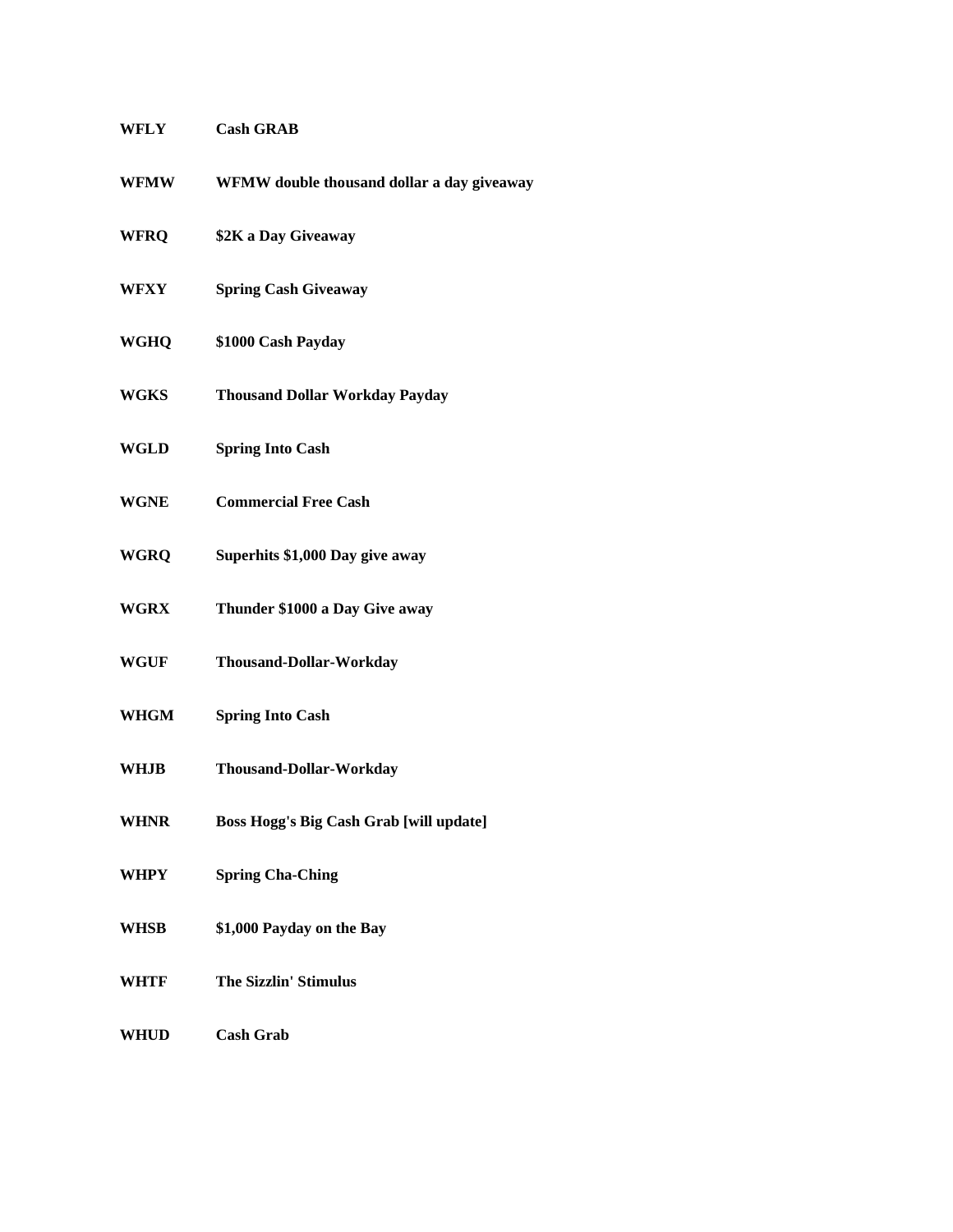**WFLY** **Cash GRAB**

**WFMW** **WFMW double thousand dollar a day giveaway**

**WFRQ** **$2K a Day Giveaway**

**WFXY** **Spring Cash Giveaway**

**WGHQ** **$1000 Cash Payday**

**WGKS** **Thousand Dollar Workday Payday**

**WGLD** **Spring Into Cash**

**WGNE** **Commercial Free Cash**

**WGRQ** **Superhits $1,000 Day give away**

**WGRX** **Thunder $1000 a Day Give away**

**WGUF** **Thousand-Dollar-Workday**

**WHGM** **Spring Into Cash**

**WHJB** **Thousand-Dollar-Workday**

**WHNR** **Boss Hogg's Big Cash Grab [will update]**

**WHPY** **Spring Cha-Ching**

**WHSB** **$1,000 Payday on the Bay**

**WHTF** **The Sizzlin' Stimulus**

**WHUD** **Cash Grab**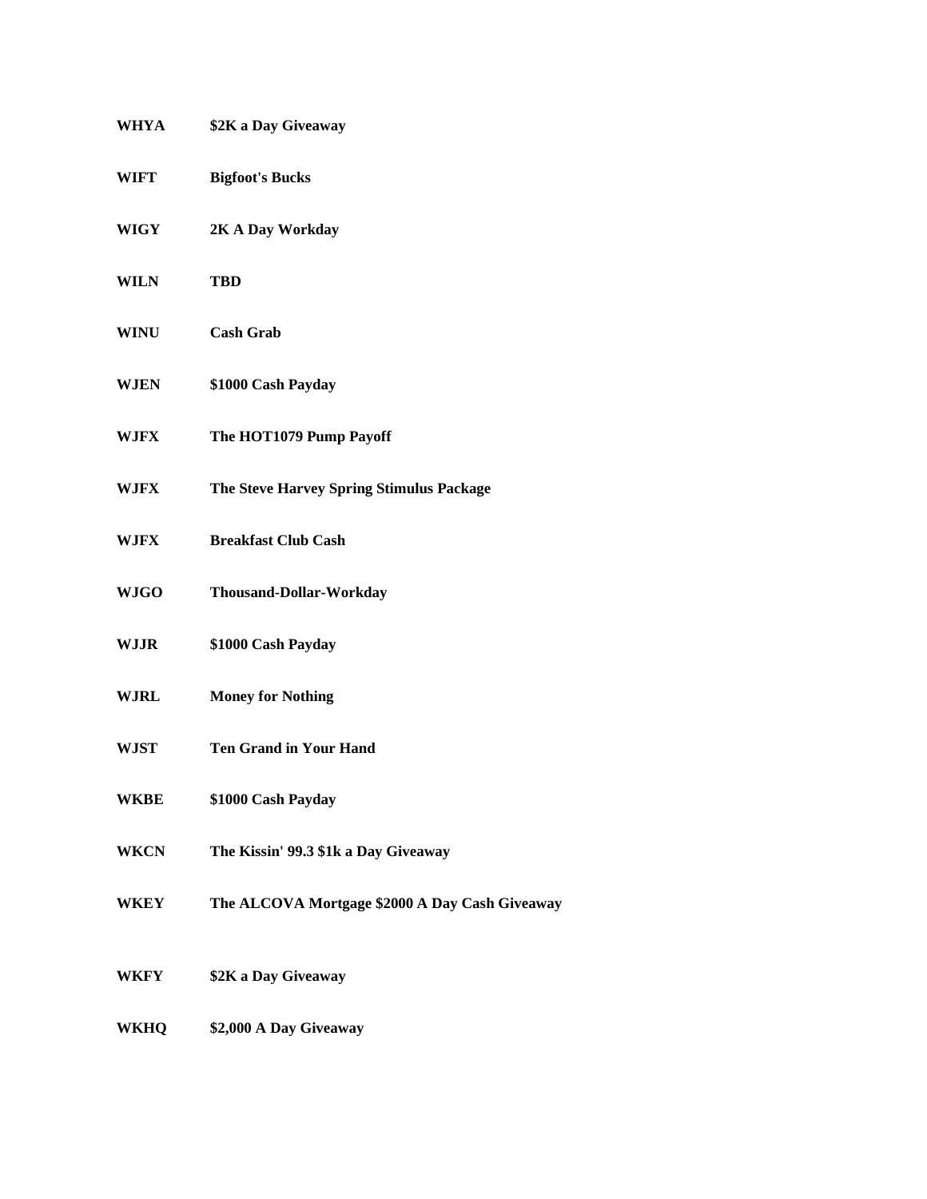| | |
|---|---|
| **WHYA** | **$2K a Day Giveaway** |
| **WIFT** | **Bigfoot's Bucks** |
| **WIGY** | **2K A Day Workday** |
| **WILN** | **TBD** |
| **WINU** | **Cash Grab** |
| **WJEN** | **$1000 Cash Payday** |
| **WJFX** | **The HOT1079 Pump Payoff** |
| **WJFX** | **The Steve Harvey Spring Stimulus Package** |
| **WJFX** | **Breakfast Club Cash** |
| **WJGO** | **Thousand-Dollar-Workday** |
| **WJJR** | **$1000 Cash Payday** |
| **WJRL** | **Money for Nothing** |
| **WJST** | **Ten Grand in Your Hand** |
| **WKBE** | **$1000 Cash Payday** |
| **WKCN** | **The Kissin' 99.3 $1k a Day Giveaway** |
| **WKEY** | **The ALCOVA Mortgage $2000 A Day Cash Giveaway** |
| **WKFY** | **$2K a Day Giveaway** |
| **WKHQ** | **$2,000 A Day Giveaway** |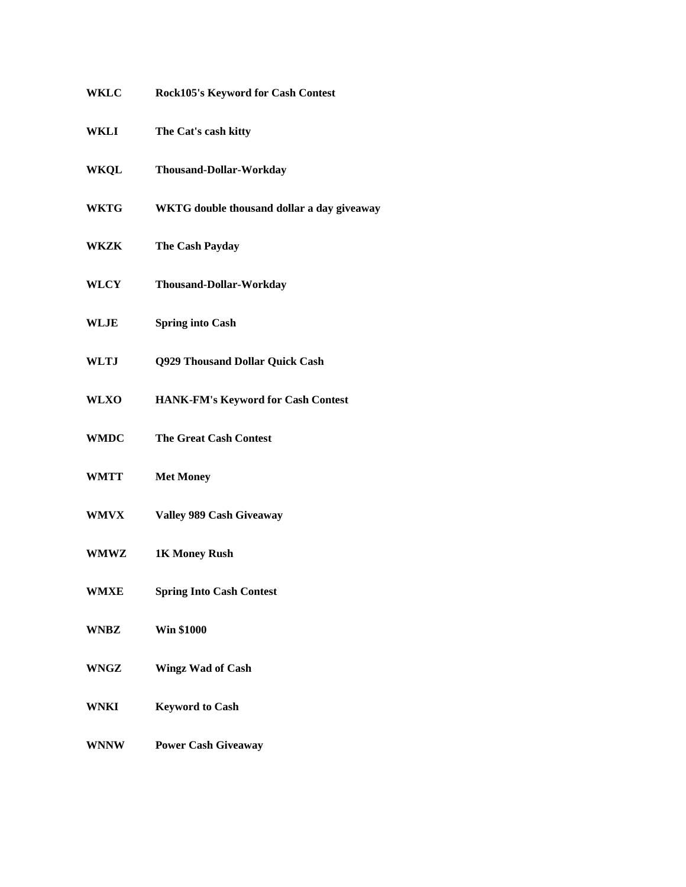| | |
|---|---|
| **WKLC** | **Rock105's Keyword for Cash Contest** |
| **WKLI** | **The Cat's cash kitty** |
| **WKQL** | **Thousand-Dollar-Workday** |
| **WKTG** | **WKTG double thousand dollar a day giveaway** |
| **WKZK** | **The Cash Payday** |
| **WLCY** | **Thousand-Dollar-Workday** |
| **WLJE** | **Spring into Cash** |
| **WLTJ** | **Q929 Thousand Dollar Quick Cash** |
| **WLXO** | **HANK-FM's Keyword for Cash Contest** |
| **WMDC** | **The Great Cash Contest** |
| **WMTT** | **Met Money** |
| **WMVX** | **Valley 989 Cash Giveaway** |
| **WMWZ** | **1K Money Rush** |
| **WMXE** | **Spring Into Cash Contest** |
| **WNBZ** | **Win $1000** |
| **WNGZ** | **Wingz Wad of Cash** |
| **WNKI** | **Keyword to Cash** |
| **WNNW** | **Power Cash Giveaway** |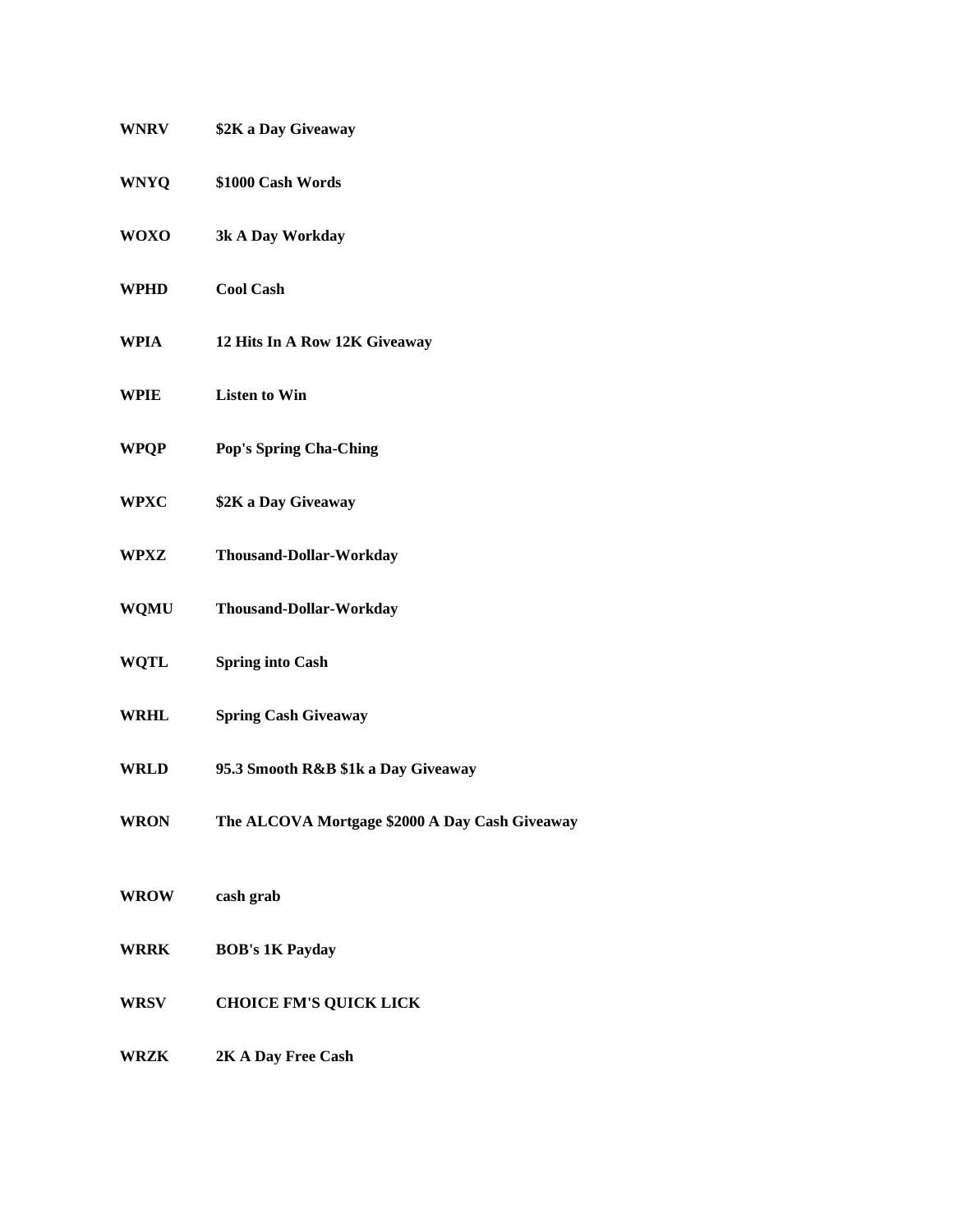**WNRV** **$2K a Day Giveaway**

**WNYQ** **$1000 Cash Words**

**WOXO** **3k A Day Workday**

**WPHD** **Cool Cash**

**WPIA** **12 Hits In A Row 12K Giveaway**

**WPIE** **Listen to Win**

**WPQP** **Pop's Spring Cha-Ching**

**WPXC** **$2K a Day Giveaway**

**WPXZ** **Thousand-Dollar-Workday**

**WQMU** **Thousand-Dollar-Workday**

**WQTL** **Spring into Cash**

**WRHL** **Spring Cash Giveaway**

**WRLD** **95.3 Smooth R&B $1k a Day Giveaway**

**WRON** **The ALCOVA Mortgage $2000 A Day Cash Giveaway**

**WROW** **cash grab**

**WRRK** **BOB's 1K Payday**

**WRSV** **CHOICE FM'S QUICK LICK**

**WRZK** **2K A Day Free Cash**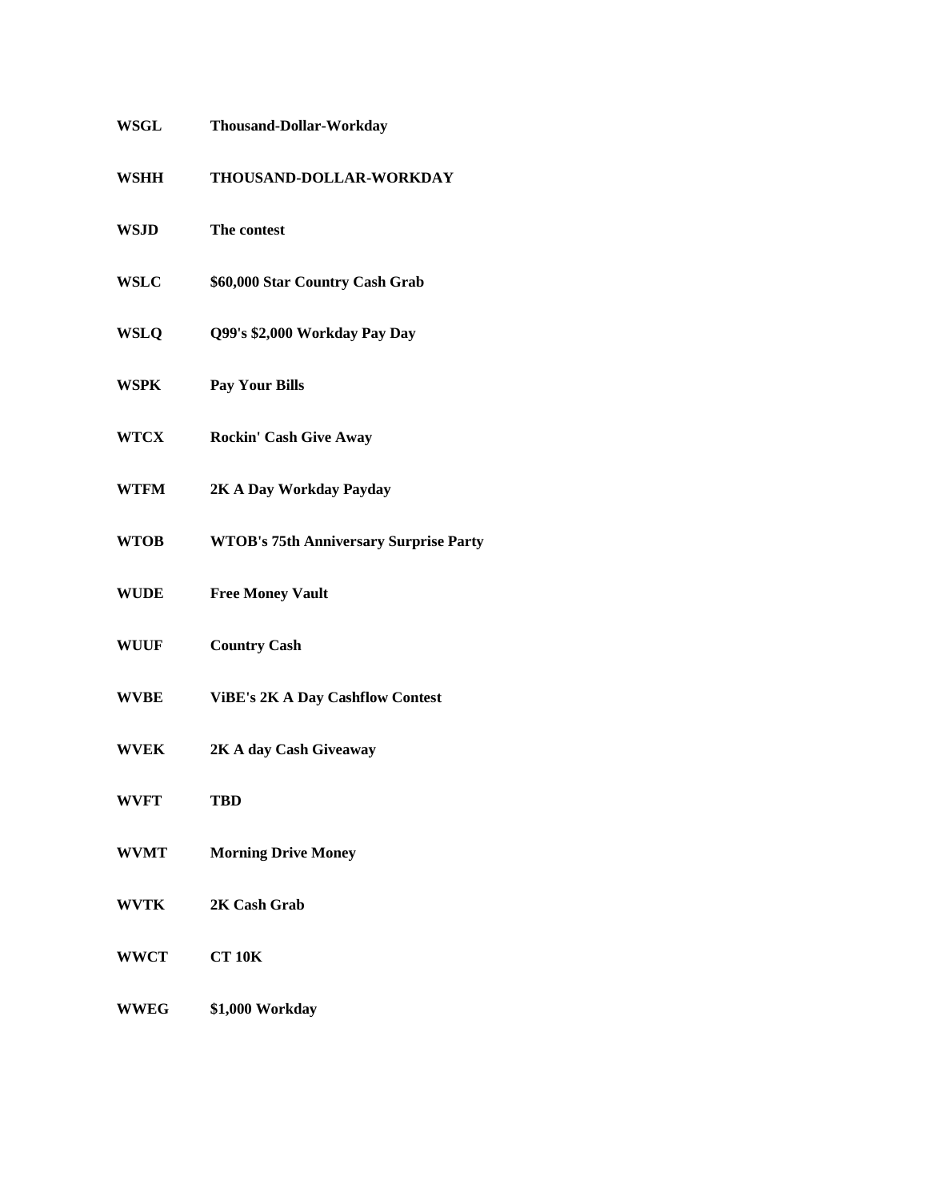| | |
|---|---|
| **WSGL** | **Thousand-Dollar-Workday** |
| **WSHH** | **THOUSAND-DOLLAR-WORKDAY** |
| **WSJD** | **The contest** |
| **WSLC** | **$60,000 Star Country Cash Grab** |
| **WSLQ** | **Q99's $2,000 Workday Pay Day** |
| **WSPK** | **Pay Your Bills** |
| **WTCX** | **Rockin' Cash Give Away** |
| **WTFM** | **2K A Day Workday Payday** |
| **WTOB** | **WTOB's 75th Anniversary Surprise Party** |
| **WUDE** | **Free Money Vault** |
| **WUUF** | **Country Cash** |
| **WVBE** | **ViBE's 2K A Day Cashflow Contest** |
| **WVEK** | **2K A day Cash Giveaway** |
| **WVFT** | **TBD** |
| **WVMT** | **Morning Drive Money** |
| **WVTK** | **2K Cash Grab** |
| **WWCT** | **CT 10K** |
| **WWEG** | **$1,000 Workday** |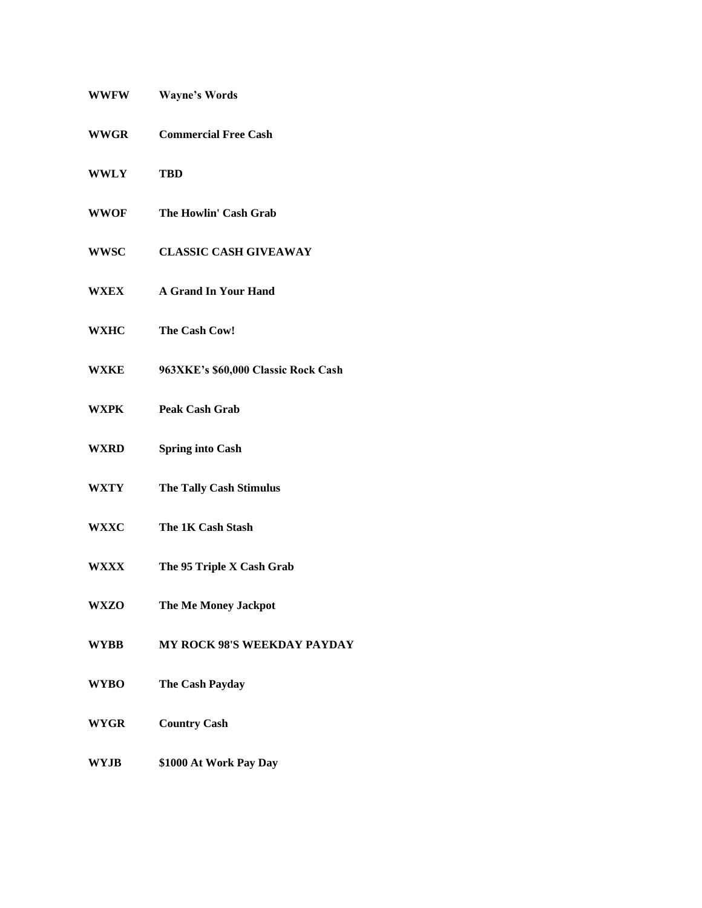**WWFW** **Wayne's Words**

**WWGR** **Commercial Free Cash**

**WWLY** **TBD**

**WWOF** **The Howlin' Cash Grab**

**WWSC** **CLASSIC CASH GIVEAWAY**

**WXEX** **A Grand In Your Hand**

**WXHC** **The Cash Cow!**

**WXKE** **963XKE's $60,000 Classic Rock Cash**

**WXPK** **Peak Cash Grab**

**WXRD** **Spring into Cash**

**WXTY** **The Tally Cash Stimulus**

**WXXC** **The 1K Cash Stash**

**WXXX** **The 95 Triple X Cash Grab**

**WXZO** **The Me Money Jackpot**

**WYBB** **MY ROCK 98'S WEEKDAY PAYDAY**

**WYBO** **The Cash Payday**

**WYGR** **Country Cash**

**WYJB** **$1000 At Work Pay Day**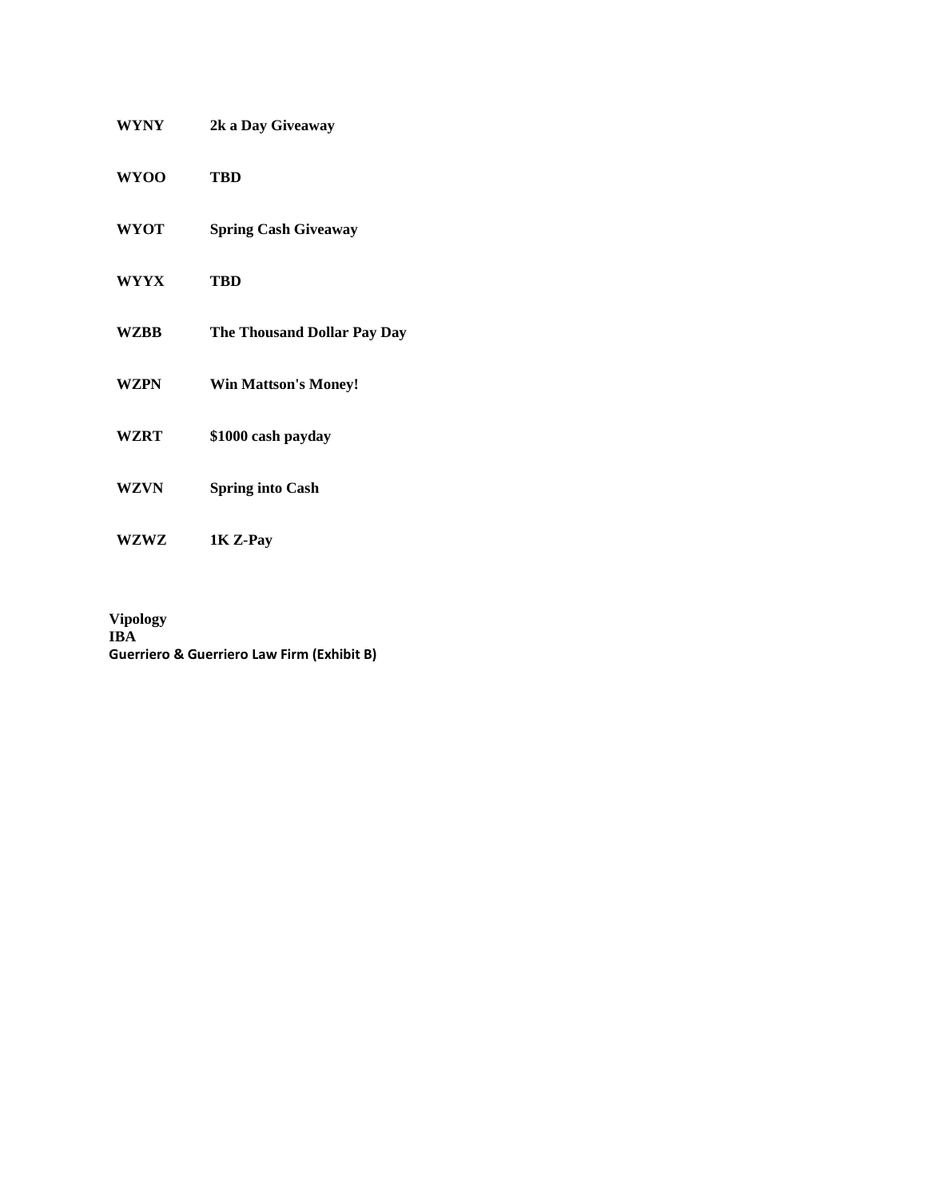| | |
|---|---|
| **WYNY** | **2k a Day Giveaway** |
| **WYOO** | **TBD** |
| **WYOT** | **Spring Cash Giveaway** |
| **WYYX** | **TBD** |
| **WZBB** | **The Thousand Dollar Pay Day** |
| **WZPN** | **Win Mattson's Money!** |
| **WZRT** | **$1000 cash payday** |
| **WZVN** | **Spring into Cash** |
| **WZWZ** | **1K Z-Pay** |

**Vipology**
**IBA**
**Guerriero & Guerriero Law Firm (Exhibit B)**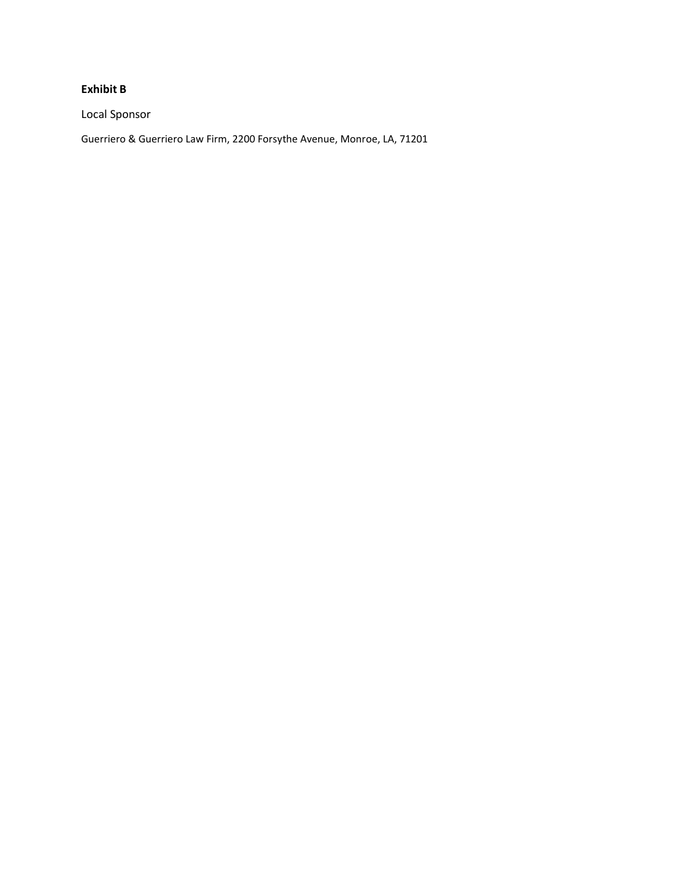**Exhibit B**

Local Sponsor

Guerriero & Guerriero Law Firm, 2200 Forsythe Avenue, Monroe, LA, 71201